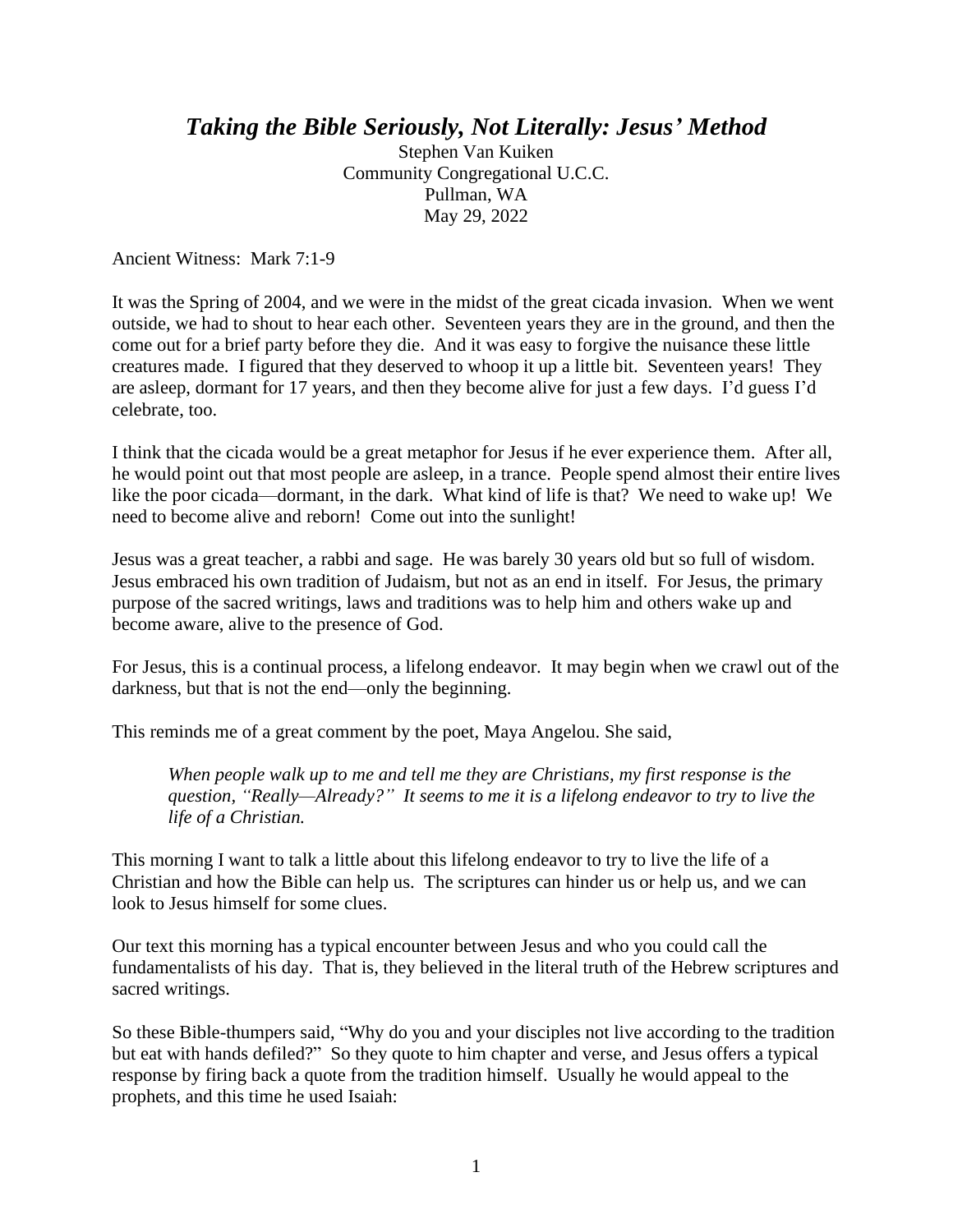# *Taking the Bible Seriously, Not Literally: Jesus' Method*

Stephen Van Kuiken
Community Congregational U.C.C.
Pullman, WA
May 29, 2022

Ancient Witness: Mark 7:1-9

It was the Spring of 2004, and we were in the midst of the great cicada invasion. When we went outside, we had to shout to hear each other. Seventeen years they are in the ground, and then the come out for a brief party before they die. And it was easy to forgive the nuisance these little creatures made. I figured that they deserved to whoop it up a little bit. Seventeen years! They are asleep, dormant for 17 years, and then they become alive for just a few days. I'd guess I'd celebrate, too.

I think that the cicada would be a great metaphor for Jesus if he ever experience them. After all, he would point out that most people are asleep, in a trance. People spend almost their entire lives like the poor cicada—dormant, in the dark. What kind of life is that? We need to wake up! We need to become alive and reborn! Come out into the sunlight!

Jesus was a great teacher, a rabbi and sage. He was barely 30 years old but so full of wisdom. Jesus embraced his own tradition of Judaism, but not as an end in itself. For Jesus, the primary purpose of the sacred writings, laws and traditions was to help him and others wake up and become aware, alive to the presence of God.

For Jesus, this is a continual process, a lifelong endeavor. It may begin when we crawl out of the darkness, but that is not the end—only the beginning.

This reminds me of a great comment by the poet, Maya Angelou. She said,

> *When people walk up to me and tell me they are Christians, my first response is the question, "Really—Already?" It seems to me it is a lifelong endeavor to try to live the life of a Christian.*

This morning I want to talk a little about this lifelong endeavor to try to live the life of a Christian and how the Bible can help us. The scriptures can hinder us or help us, and we can look to Jesus himself for some clues.

Our text this morning has a typical encounter between Jesus and who you could call the fundamentalists of his day. That is, they believed in the literal truth of the Hebrew scriptures and sacred writings.

So these Bible-thumpers said, "Why do you and your disciples not live according to the tradition but eat with hands defiled?" So they quote to him chapter and verse, and Jesus offers a typical response by firing back a quote from the tradition himself. Usually he would appeal to the prophets, and this time he used Isaiah: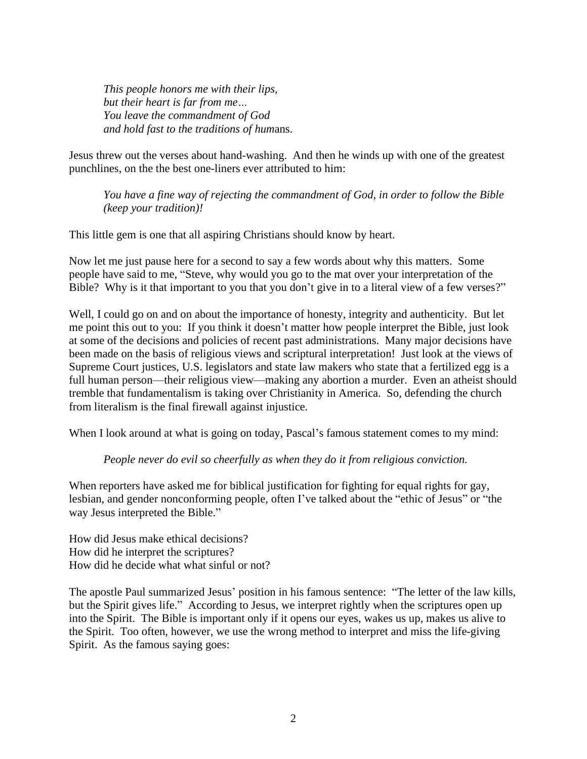*This people honors me with their lips,*
*but their heart is far from me…*
*You leave the commandment of God*
*and hold fast to the traditions of hum*ans.

Jesus threw out the verses about hand-washing. And then he winds up with one of the greatest punchlines, on the the best one-liners ever attributed to him:

*You have a fine way of rejecting the commandment of God, in order to follow the Bible (keep your tradition)!*

This little gem is one that all aspiring Christians should know by heart.

Now let me just pause here for a second to say a few words about why this matters. Some people have said to me, "Steve, why would you go to the mat over your interpretation of the Bible? Why is it that important to you that you don't give in to a literal view of a few verses?"

Well, I could go on and on about the importance of honesty, integrity and authenticity. But let me point this out to you: If you think it doesn't matter how people interpret the Bible, just look at some of the decisions and policies of recent past administrations. Many major decisions have been made on the basis of religious views and scriptural interpretation! Just look at the views of Supreme Court justices, U.S. legislators and state law makers who state that a fertilized egg is a full human person—their religious view—making any abortion a murder. Even an atheist should tremble that fundamentalism is taking over Christianity in America. So, defending the church from literalism is the final firewall against injustice.

When I look around at what is going on today, Pascal's famous statement comes to my mind:

*People never do evil so cheerfully as when they do it from religious conviction.*

When reporters have asked me for biblical justification for fighting for equal rights for gay, lesbian, and gender nonconforming people, often I've talked about the "ethic of Jesus" or "the way Jesus interpreted the Bible."

How did Jesus make ethical decisions?
How did he interpret the scriptures?
How did he decide what what sinful or not?

The apostle Paul summarized Jesus' position in his famous sentence: "The letter of the law kills, but the Spirit gives life." According to Jesus, we interpret rightly when the scriptures open up into the Spirit. The Bible is important only if it opens our eyes, wakes us up, makes us alive to the Spirit. Too often, however, we use the wrong method to interpret and miss the life-giving Spirit. As the famous saying goes: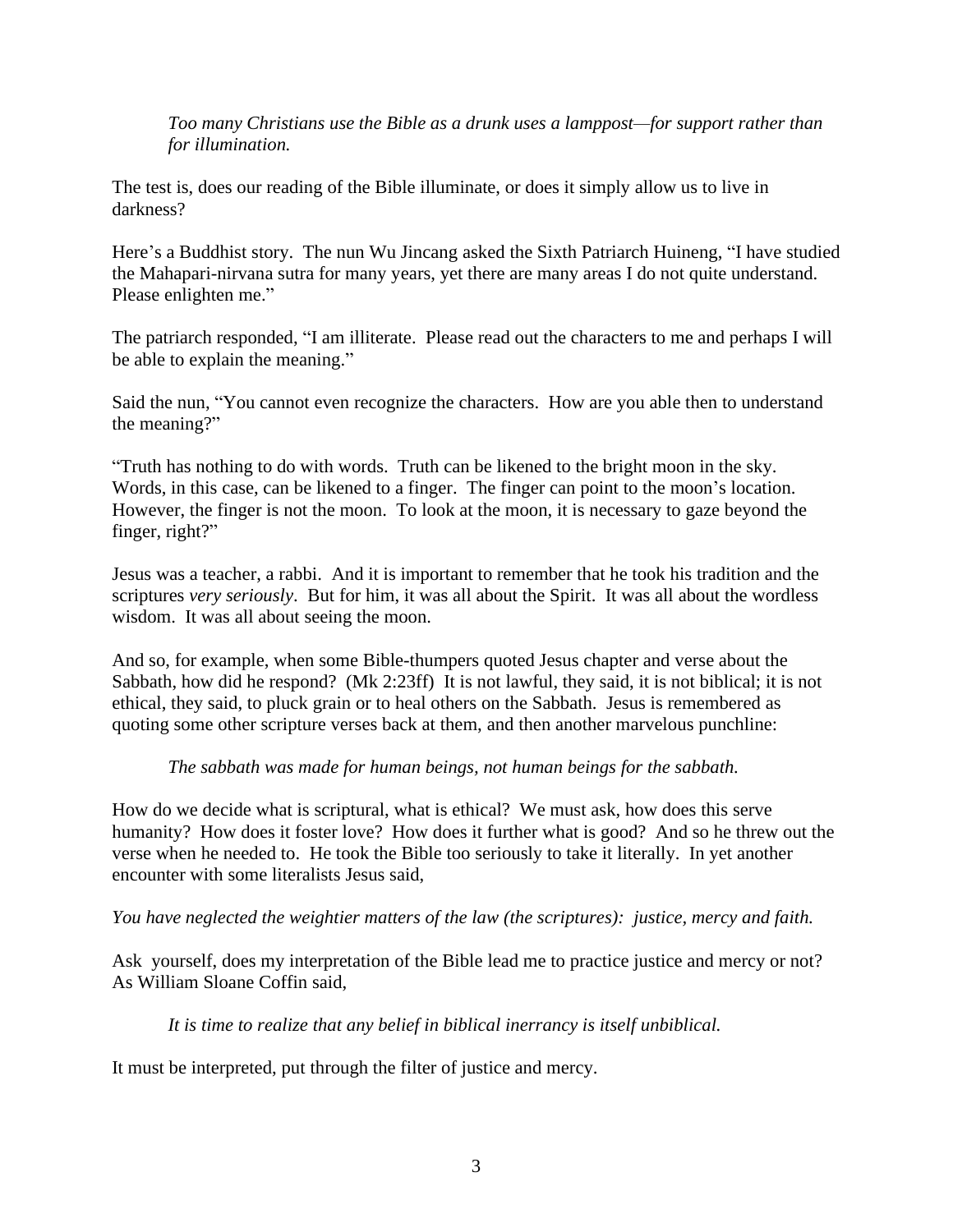*Too many Christians use the Bible as a drunk uses a lamppost—for support rather than for illumination.*

The test is, does our reading of the Bible illuminate, or does it simply allow us to live in darkness?

Here's a Buddhist story. The nun Wu Jincang asked the Sixth Patriarch Huineng, "I have studied the Mahapari-nirvana sutra for many years, yet there are many areas I do not quite understand. Please enlighten me."

The patriarch responded, "I am illiterate. Please read out the characters to me and perhaps I will be able to explain the meaning."

Said the nun, "You cannot even recognize the characters. How are you able then to understand the meaning?"

"Truth has nothing to do with words. Truth can be likened to the bright moon in the sky. Words, in this case, can be likened to a finger. The finger can point to the moon's location. However, the finger is not the moon. To look at the moon, it is necessary to gaze beyond the finger, right?"

Jesus was a teacher, a rabbi. And it is important to remember that he took his tradition and the scriptures *very seriously*. But for him, it was all about the Spirit. It was all about the wordless wisdom. It was all about seeing the moon.

And so, for example, when some Bible-thumpers quoted Jesus chapter and verse about the Sabbath, how did he respond? (Mk 2:23ff) It is not lawful, they said, it is not biblical; it is not ethical, they said, to pluck grain or to heal others on the Sabbath. Jesus is remembered as quoting some other scripture verses back at them, and then another marvelous punchline:

*The sabbath was made for human beings, not human beings for the sabbath.*

How do we decide what is scriptural, what is ethical? We must ask, how does this serve humanity? How does it foster love? How does it further what is good? And so he threw out the verse when he needed to. He took the Bible too seriously to take it literally. In yet another encounter with some literalists Jesus said,

*You have neglected the weightier matters of the law (the scriptures): justice, mercy and faith.*

Ask yourself, does my interpretation of the Bible lead me to practice justice and mercy or not? As William Sloane Coffin said,

*It is time to realize that any belief in biblical inerrancy is itself unbiblical.*

It must be interpreted, put through the filter of justice and mercy.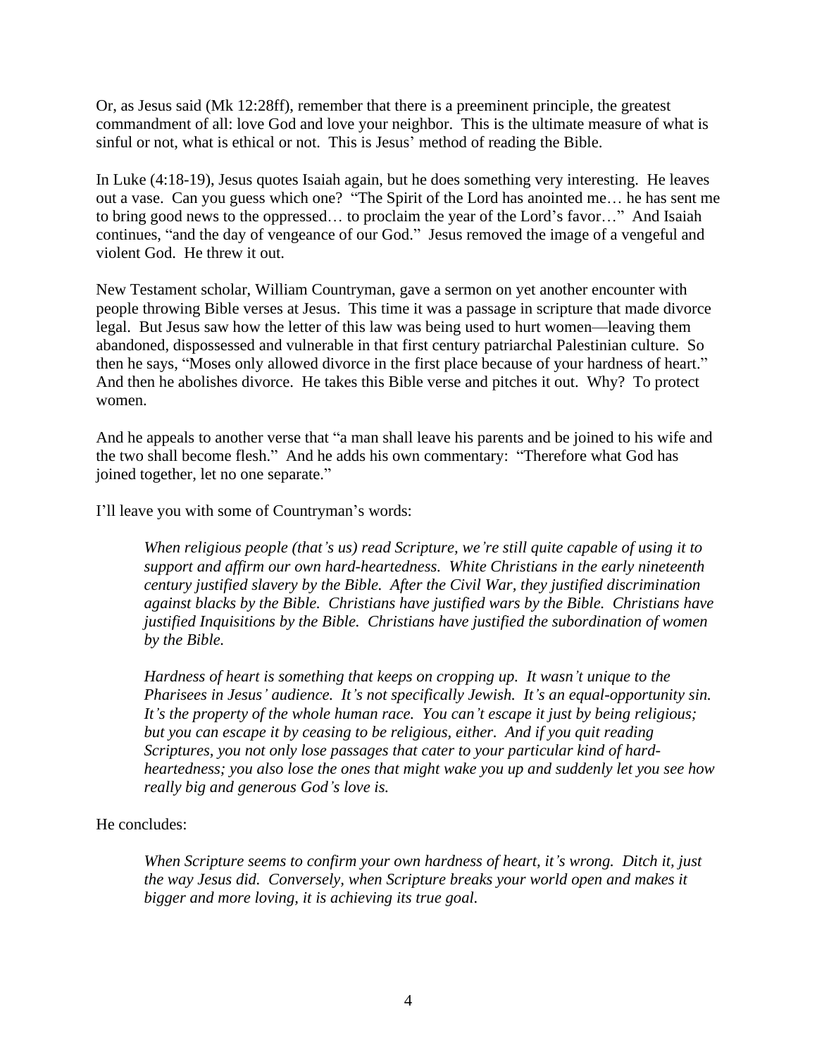Or, as Jesus said (Mk 12:28ff), remember that there is a preeminent principle, the greatest commandment of all: love God and love your neighbor. This is the ultimate measure of what is sinful or not, what is ethical or not. This is Jesus' method of reading the Bible.

In Luke (4:18-19), Jesus quotes Isaiah again, but he does something very interesting. He leaves out a vase. Can you guess which one? "The Spirit of the Lord has anointed me… he has sent me to bring good news to the oppressed… to proclaim the year of the Lord's favor…" And Isaiah continues, "and the day of vengeance of our God." Jesus removed the image of a vengeful and violent God. He threw it out.

New Testament scholar, William Countryman, gave a sermon on yet another encounter with people throwing Bible verses at Jesus. This time it was a passage in scripture that made divorce legal. But Jesus saw how the letter of this law was being used to hurt women—leaving them abandoned, dispossessed and vulnerable in that first century patriarchal Palestinian culture. So then he says, "Moses only allowed divorce in the first place because of your hardness of heart." And then he abolishes divorce. He takes this Bible verse and pitches it out. Why? To protect women.

And he appeals to another verse that "a man shall leave his parents and be joined to his wife and the two shall become flesh." And he adds his own commentary: "Therefore what God has joined together, let no one separate."

I'll leave you with some of Countryman's words:

> *When religious people (that's us) read Scripture, we're still quite capable of using it to support and affirm our own hard-heartedness. White Christians in the early nineteenth century justified slavery by the Bible. After the Civil War, they justified discrimination against blacks by the Bible. Christians have justified wars by the Bible. Christians have justified Inquisitions by the Bible. Christians have justified the subordination of women by the Bible.*
>
> *Hardness of heart is something that keeps on cropping up. It wasn't unique to the Pharisees in Jesus' audience. It's not specifically Jewish. It's an equal-opportunity sin. It's the property of the whole human race. You can't escape it just by being religious; but you can escape it by ceasing to be religious, either. And if you quit reading Scriptures, you not only lose passages that cater to your particular kind of hard-heartedness; you also lose the ones that might wake you up and suddenly let you see how really big and generous God's love is.*

He concludes:

> *When Scripture seems to confirm your own hardness of heart, it's wrong. Ditch it, just the way Jesus did. Conversely, when Scripture breaks your world open and makes it bigger and more loving, it is achieving its true goal.*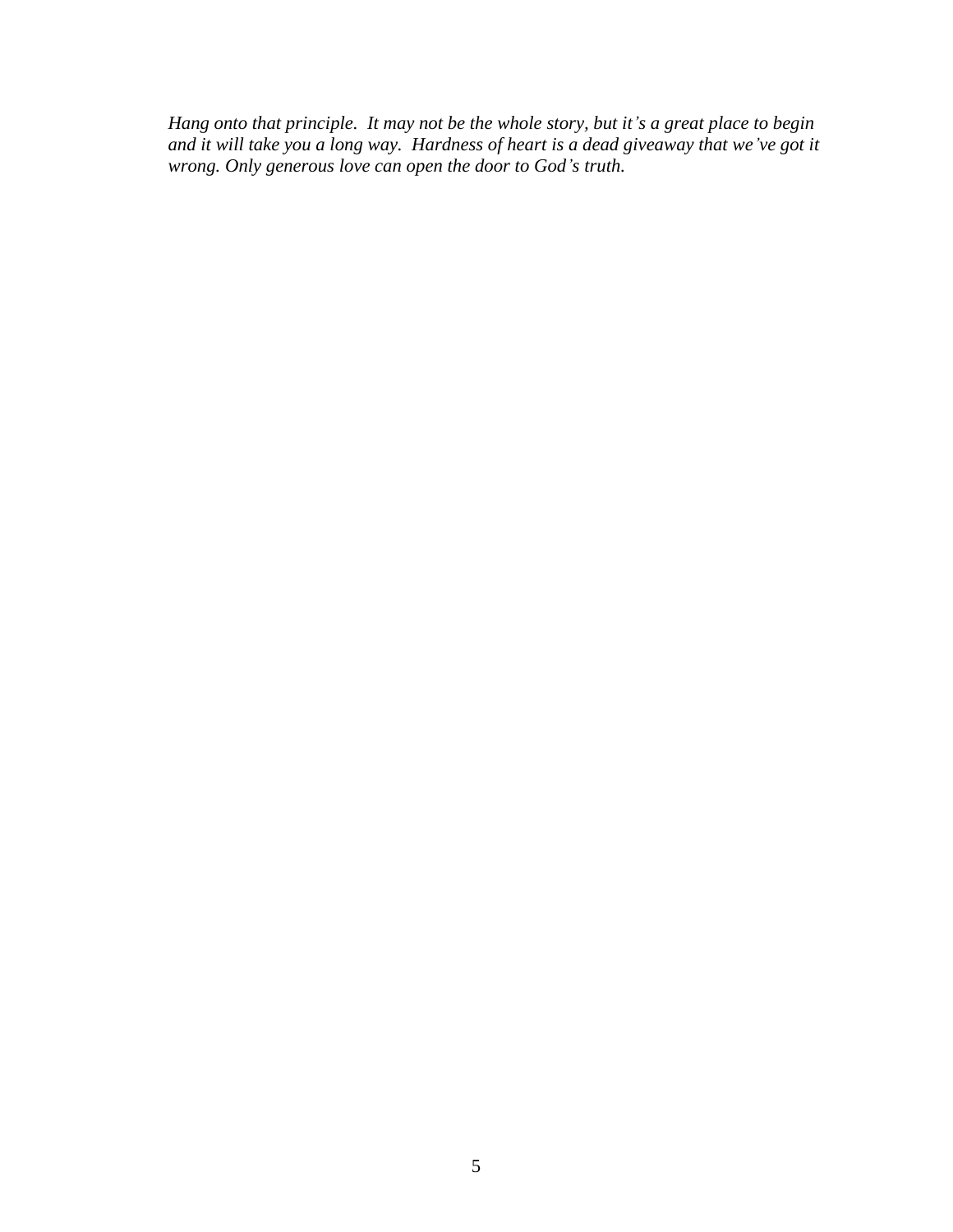*Hang onto that principle.  It may not be the whole story, but it's a great place to begin and it will take you a long way.  Hardness of heart is a dead giveaway that we've got it wrong. Only generous love can open the door to God's truth.*